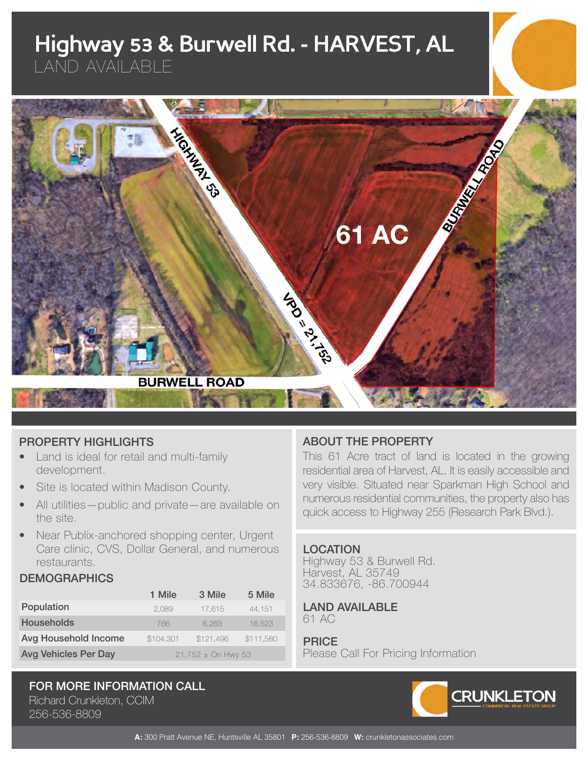# Highway 53 & Burwell Rd. - HARVEST, AL

LAND AVAILABLE

## PROPERTY HIGHLIGHTS

- Land is ideal for retail and multi-family development.
- Site is located within Madison County.
- All utilities—public and private—are available on the site.
- Near Publix-anchored shopping center, Urgent Care clinic, CVS, Dollar General, and numerous restaurants.

## DEMOGRAPHICS

| | 1 Mile | 3 Mile | 5 Mile |
|---|---|---|---|
| Population | 2,089 | 17,615 | 44,151 |
| Households | 766 | 6,263 | 16,523 |
| Avg Household Income | $104,301 | $121,496 | $111,580 |
| Avg Vehicles Per Day | 21,752 ± On Hwy 53 | | |

## ABOUT THE PROPERTY

This 61 Acre tract of land is located in the growing residential area of Harvest, AL. It is easily accessible and very visible. Situated near Sparkman High School and numerous residential communities, the property also has quick access to Highway 255 (Research Park Blvd.).

## LOCATION

Highway 53 & Burwell Rd.
Harvest, AL 35749
34.833676, -86.700944

## LAND AVAILABLE

61 AC

## PRICE

Please Call For Pricing Information

## FOR MORE INFORMATION CALL

Richard Crunkleton, CCIM
256-536-8809

CRUNKLETON COMMERCIAL REAL ESTATE GROUP

**A:** 300 Pratt Avenue NE, Huntsville AL 35801 **P:** 256-536-8809 **W:** crunkletonassociates.com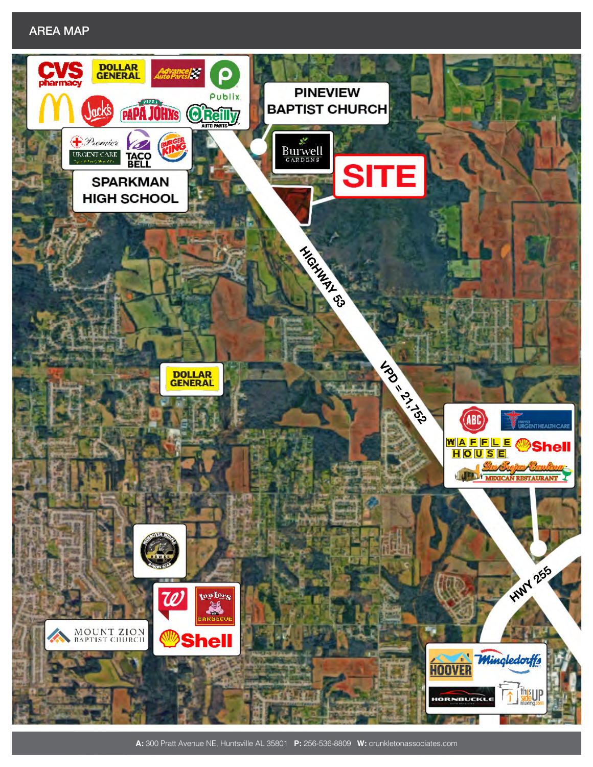## AREA MAP

CVS pharmacy

DOLLAR GENERAL

Advance Auto Parts

Publix

Jack's

PAPA JOHNS

O'Reilly AUTO PARTS

Premier URGENT CARE

TACO BELL

BURGER KING

SPARKMAN HIGH SCHOOL

PINEVIEW BAPTIST CHURCH

Burwell GARDENS

SITE

HIGHWAY 53

VPD = 21,752

DOLLAR GENERAL

ABC

HWY53 URGENT HEALTH CARE

WAFFLE HOUSE

Shell

Las Trojas Cantina MEXICAN RESTAURANT

HWY 255

MOUNT ZION BAPTIST CHURCH

Taylors BARBECUE

Shell

HOOVER

Mingledorffs

HORNBUCKLE

this side UP moving.com

**A:** 300 Pratt Avenue NE, Huntsville AL 35801 **P:** 256-536-8809 **W:** crunkletonassociates.com